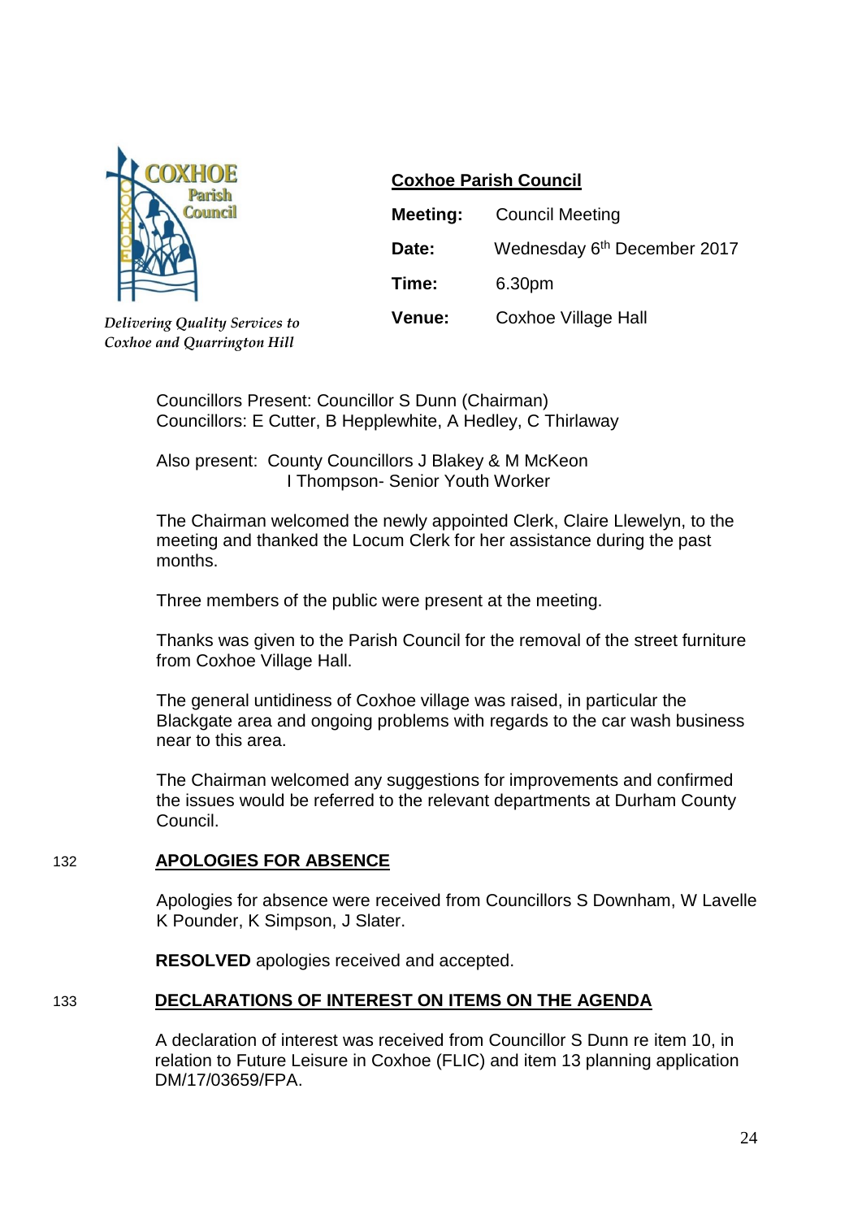*Delivering Quality Services to Coxhoe and Quarrington Hill*

**Coxhoe Parish Council**

| | |
|---|---|
| **Meeting:** | Council Meeting |
| **Date:** | Wednesday 6th December 2017 |
| **Time:** | 6.30pm |
| **Venue:** | Coxhoe Village Hall |

Councillors Present: Councillor S Dunn (Chairman)
Councillors: E Cutter, B Hepplewhite, A Hedley, C Thirlaway

Also present: County Councillors J Blakey & M McKeon
I Thompson- Senior Youth Worker

The Chairman welcomed the newly appointed Clerk, Claire Llewelyn, to the meeting and thanked the Locum Clerk for her assistance during the past months.

Three members of the public were present at the meeting.

Thanks was given to the Parish Council for the removal of the street furniture from Coxhoe Village Hall.

The general untidiness of Coxhoe village was raised, in particular the Blackgate area and ongoing problems with regards to the car wash business near to this area.

The Chairman welcomed any suggestions for improvements and confirmed the issues would be referred to the relevant departments at Durham County Council.

## 132 APOLOGIES FOR ABSENCE

Apologies for absence were received from Councillors S Downham, W Lavelle K Pounder, K Simpson, J Slater.

**RESOLVED** apologies received and accepted.

## 133 DECLARATIONS OF INTEREST ON ITEMS ON THE AGENDA

A declaration of interest was received from Councillor S Dunn re item 10, in relation to Future Leisure in Coxhoe (FLIC) and item 13 planning application DM/17/03659/FPA.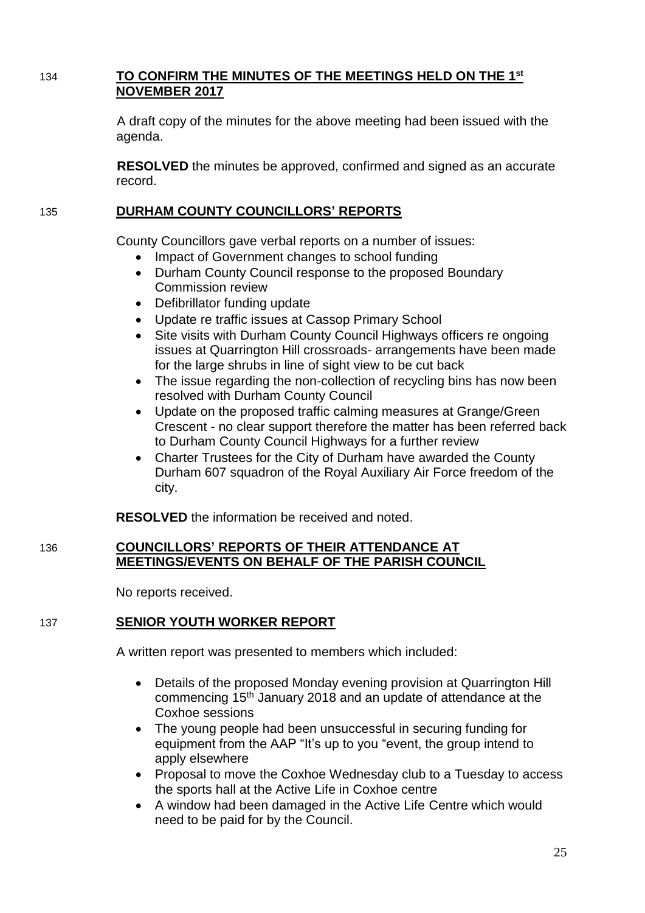134 **TO CONFIRM THE MINUTES OF THE MEETINGS HELD ON THE 1st NOVEMBER 2017**

A draft copy of the minutes for the above meeting had been issued with the agenda.

**RESOLVED** the minutes be approved, confirmed and signed as an accurate record.

135 **DURHAM COUNTY COUNCILLORS' REPORTS**

County Councillors gave verbal reports on a number of issues:

- Impact of Government changes to school funding
- Durham County Council response to the proposed Boundary Commission review
- Defibrillator funding update
- Update re traffic issues at Cassop Primary School
- Site visits with Durham County Council Highways officers re ongoing issues at Quarrington Hill crossroads- arrangements have been made for the large shrubs in line of sight view to be cut back
- The issue regarding the non-collection of recycling bins has now been resolved with Durham County Council
- Update on the proposed traffic calming measures at Grange/Green Crescent - no clear support therefore the matter has been referred back to Durham County Council Highways for a further review
- Charter Trustees for the City of Durham have awarded the County Durham 607 squadron of the Royal Auxiliary Air Force freedom of the city.

**RESOLVED** the information be received and noted.

136 **COUNCILLORS' REPORTS OF THEIR ATTENDANCE AT MEETINGS/EVENTS ON BEHALF OF THE PARISH COUNCIL**

No reports received.

137 **SENIOR YOUTH WORKER REPORT**

A written report was presented to members which included:

- Details of the proposed Monday evening provision at Quarrington Hill commencing 15th January 2018 and an update of attendance at the Coxhoe sessions
- The young people had been unsuccessful in securing funding for equipment from the AAP "It's up to you "event, the group intend to apply elsewhere
- Proposal to move the Coxhoe Wednesday club to a Tuesday to access the sports hall at the Active Life in Coxhoe centre
- A window had been damaged in the Active Life Centre which would need to be paid for by the Council.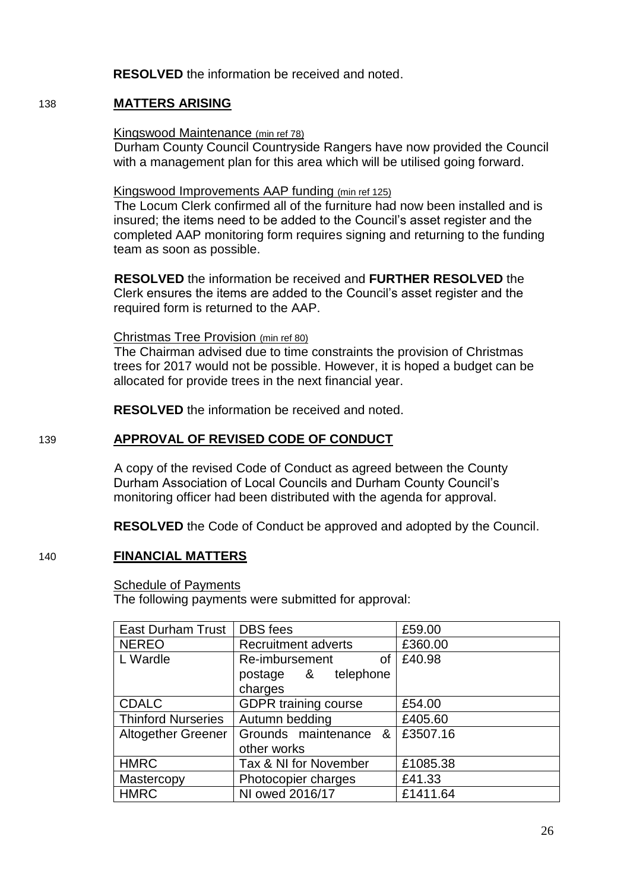**RESOLVED** the information be received and noted.

## 138 MATTERS ARISING

Kingswood Maintenance (min ref 78)

Durham County Council Countryside Rangers have now provided the Council with a management plan for this area which will be utilised going forward.

Kingswood Improvements AAP funding (min ref 125)

The Locum Clerk confirmed all of the furniture had now been installed and is insured; the items need to be added to the Council's asset register and the completed AAP monitoring form requires signing and returning to the funding team as soon as possible.

**RESOLVED** the information be received and **FURTHER RESOLVED** the Clerk ensures the items are added to the Council's asset register and the required form is returned to the AAP.

Christmas Tree Provision (min ref 80)

The Chairman advised due to time constraints the provision of Christmas trees for 2017 would not be possible. However, it is hoped a budget can be allocated for provide trees in the next financial year.

**RESOLVED** the information be received and noted.

## 139 APPROVAL OF REVISED CODE OF CONDUCT

A copy of the revised Code of Conduct as agreed between the County Durham Association of Local Councils and Durham County Council's monitoring officer had been distributed with the agenda for approval.

**RESOLVED** the Code of Conduct be approved and adopted by the Council.

## 140 FINANCIAL MATTERS

Schedule of Payments

The following payments were submitted for approval:

| East Durham Trust | DBS fees | £59.00 |
|---|---|---|
| NEREO | Recruitment adverts | £360.00 |
| L Wardle | Re-imbursement of postage & telephone charges | £40.98 |
| CDALC | GDPR training course | £54.00 |
| Thinford Nurseries | Autumn bedding | £405.60 |
| Altogether Greener | Grounds maintenance & other works | £3507.16 |
| HMRC | Tax & NI for November | £1085.38 |
| Mastercopy | Photocopier charges | £41.33 |
| HMRC | NI owed 2016/17 | £1411.64 |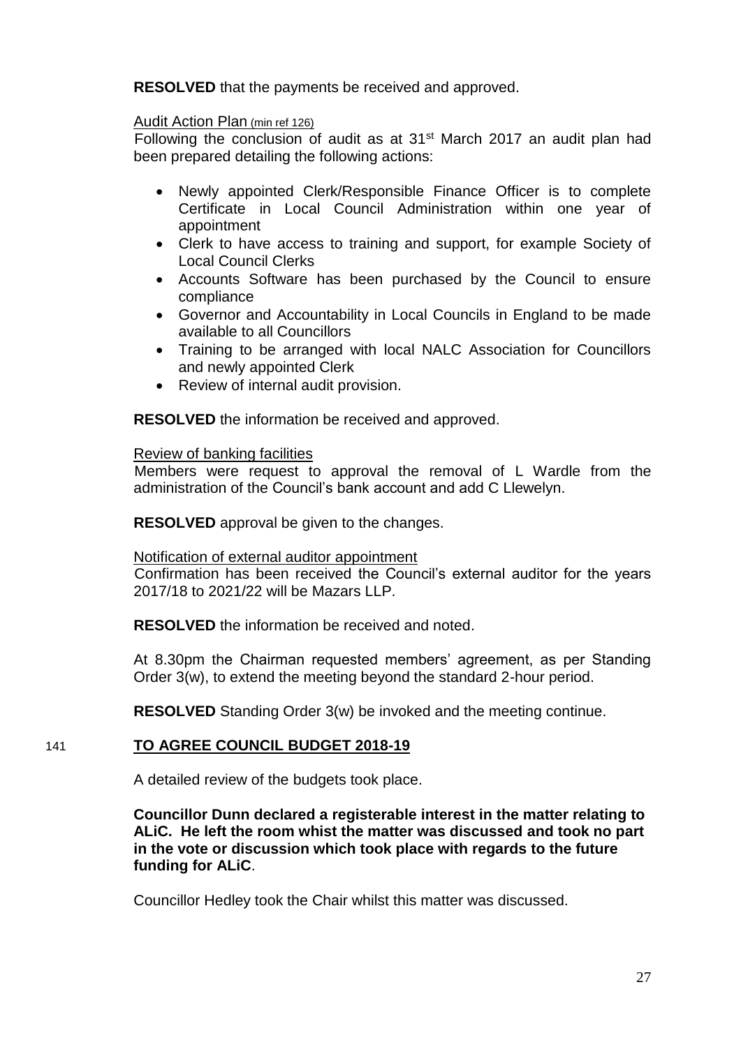**RESOLVED** that the payments be received and approved.

Audit Action Plan (min ref 126)

Following the conclusion of audit as at 31st March 2017 an audit plan had been prepared detailing the following actions:

- Newly appointed Clerk/Responsible Finance Officer is to complete Certificate in Local Council Administration within one year of appointment
- Clerk to have access to training and support, for example Society of Local Council Clerks
- Accounts Software has been purchased by the Council to ensure compliance
- Governor and Accountability in Local Councils in England to be made available to all Councillors
- Training to be arranged with local NALC Association for Councillors and newly appointed Clerk
- Review of internal audit provision.

**RESOLVED** the information be received and approved.

Review of banking facilities

Members were request to approval the removal of L Wardle from the administration of the Council's bank account and add C Llewelyn.

**RESOLVED** approval be given to the changes.

Notification of external auditor appointment

Confirmation has been received the Council's external auditor for the years 2017/18 to 2021/22 will be Mazars LLP.

**RESOLVED** the information be received and noted.

At 8.30pm the Chairman requested members' agreement, as per Standing Order 3(w), to extend the meeting beyond the standard 2-hour period.

**RESOLVED** Standing Order 3(w) be invoked and the meeting continue.

141 **TO AGREE COUNCIL BUDGET 2018-19**

A detailed review of the budgets took place.

**Councillor Dunn declared a registerable interest in the matter relating to ALiC. He left the room whist the matter was discussed and took no part in the vote or discussion which took place with regards to the future funding for ALiC**.

Councillor Hedley took the Chair whilst this matter was discussed.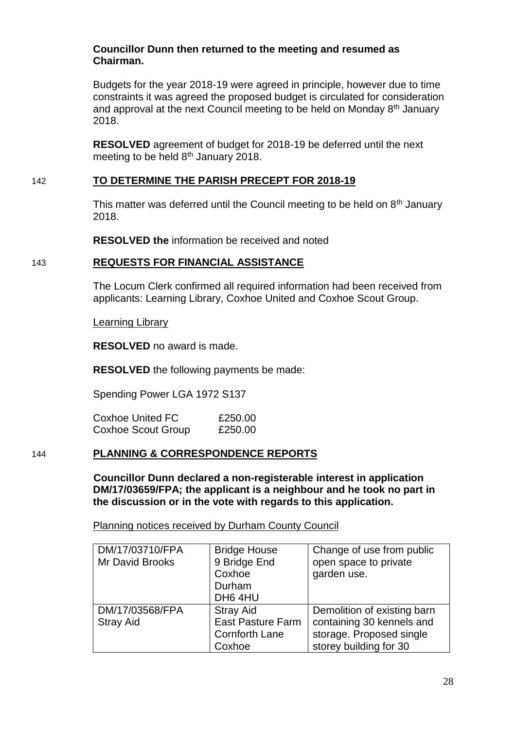**Councillor Dunn then returned to the meeting and resumed as Chairman.**

Budgets for the year 2018-19 were agreed in principle, however due to time constraints it was agreed the proposed budget is circulated for consideration and approval at the next Council meeting to be held on Monday 8th January 2018.

**RESOLVED** agreement of budget for 2018-19 be deferred until the next meeting to be held 8th January 2018.

142 **TO DETERMINE THE PARISH PRECEPT FOR 2018-19**

This matter was deferred until the Council meeting to be held on 8th January 2018.

**RESOLVED the** information be received and noted

143 **REQUESTS FOR FINANCIAL ASSISTANCE**

The Locum Clerk confirmed all required information had been received from applicants: Learning Library, Coxhoe United and Coxhoe Scout Group.

Learning Library

**RESOLVED** no award is made.

**RESOLVED** the following payments be made:

Spending Power LGA 1972 S137

| | |
|---|---|
| Coxhoe United FC | £250.00 |
| Coxhoe Scout Group | £250.00 |

144 **PLANNING & CORRESPONDENCE REPORTS**

**Councillor Dunn declared a non-registerable interest in application DM/17/03659/FPA; the applicant is a neighbour and he took no part in the discussion or in the vote with regards to this application.**

Planning notices received by Durham County Council

| | | |
|---|---|---|
| DM/17/03710/FPA<br>Mr David Brooks | Bridge House<br>9 Bridge End<br>Coxhoe<br>Durham<br>DH6 4HU | Change of use from public open space to private garden use. |
| DM/17/03568/FPA<br>Stray Aid | Stray Aid<br>East Pasture Farm<br>Cornforth Lane<br>Coxhoe | Demolition of existing barn containing 30 kennels and storage. Proposed single storey building for 30 |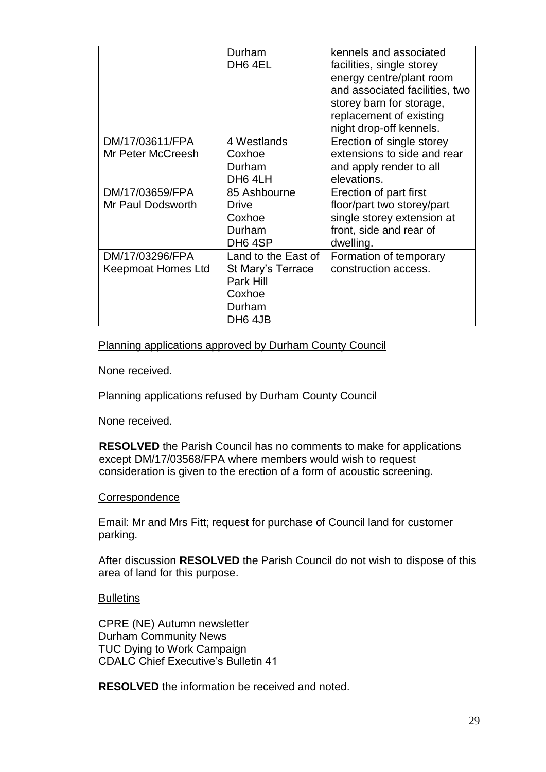|  | Durham<br>DH6 4EL | kennels and associated facilities, single storey energy centre/plant room and associated facilities, two storey barn for storage, replacement of existing night drop-off kennels. |
|---|---|---|
| DM/17/03611/FPA<br>Mr Peter McCreesh | 4 Westlands<br>Coxhoe<br>Durham<br>DH6 4LH | Erection of single storey extensions to side and rear and apply render to all elevations. |
| DM/17/03659/FPA<br>Mr Paul Dodsworth | 85 Ashbourne Drive<br>Coxhoe<br>Durham<br>DH6 4SP | Erection of part first floor/part two storey/part single storey extension at front, side and rear of dwelling. |
| DM/17/03296/FPA<br>Keepmoat Homes Ltd | Land to the East of St Mary's Terrace<br>Park Hill<br>Coxhoe<br>Durham<br>DH6 4JB | Formation of temporary construction access. |

Planning applications approved by Durham County Council

None received.

Planning applications refused by Durham County Council

None received.

**RESOLVED** the Parish Council has no comments to make for applications except DM/17/03568/FPA where members would wish to request consideration is given to the erection of a form of acoustic screening.

Correspondence

Email: Mr and Mrs Fitt; request for purchase of Council land for customer parking.

After discussion **RESOLVED** the Parish Council do not wish to dispose of this area of land for this purpose.

Bulletins

CPRE (NE) Autumn newsletter
Durham Community News
TUC Dying to Work Campaign
CDALC Chief Executive's Bulletin 41

**RESOLVED** the information be received and noted.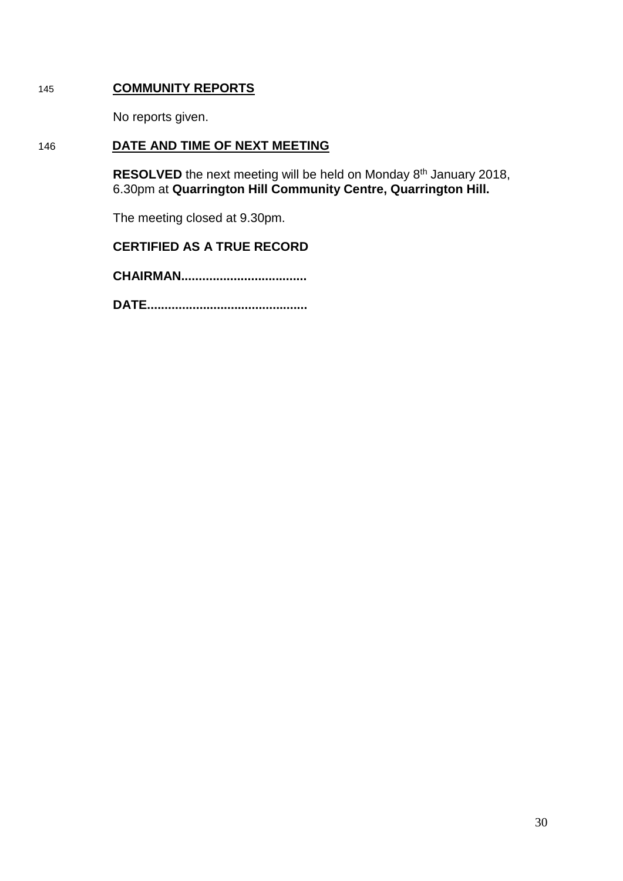145 **COMMUNITY REPORTS**

No reports given.

146 **DATE AND TIME OF NEXT MEETING**

**RESOLVED** the next meeting will be held on Monday 8th January 2018, 6.30pm at **Quarrington Hill Community Centre, Quarrington Hill.**

The meeting closed at 9.30pm.

**CERTIFIED AS A TRUE RECORD**

**CHAIRMAN....................................**

**DATE.............................................**